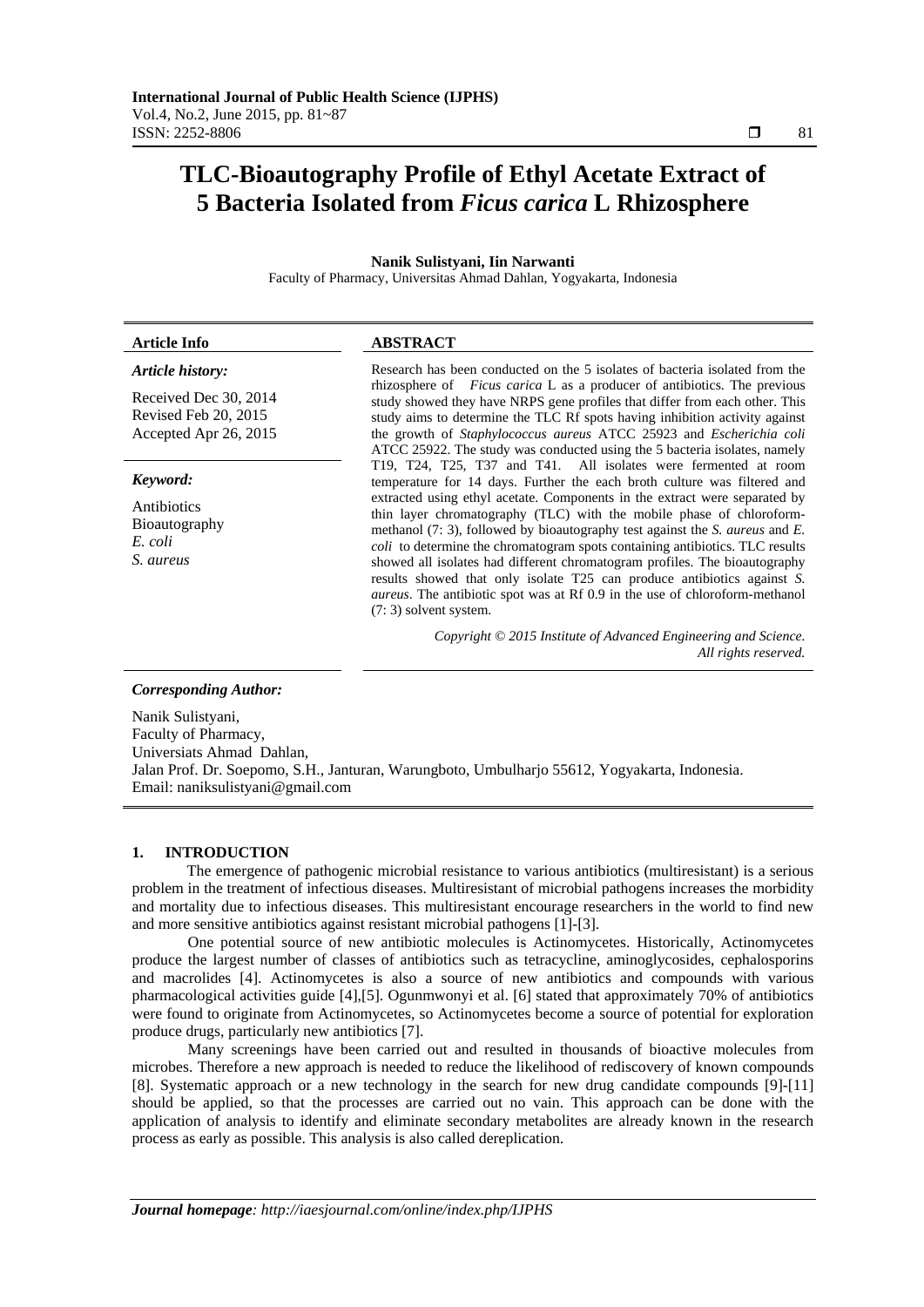# TLC-Bioautography Profile of Ethyl Acetate Extract of 5 Bacteria Isolated from *Ficus carica* L Rhizosphere

**Nanik Sulistyani, Iin Narwanti**

Faculty of Pharmacy, Universitas Ahmad Dahlan, Yogyakarta, Indonesia

| **Article Info** | **ABSTRACT** |
|---|---|
| ***Article history:***<br><br>Received Dec 30, 2014<br>Revised Feb 20, 2015<br>Accepted Apr 26, 2015<br><br>***Keyword:***<br><br>Antibiotics<br>Bioautography<br>*E. coli*<br>*S. aureus* | Research has been conducted on the 5 isolates of bacteria isolated from the rhizosphere of *Ficus carica* L as a producer of antibiotics. The previous study showed they have NRPS gene profiles that differ from each other. This study aims to determine the TLC Rf spots having inhibition activity against the growth of *Staphylococcus aureus* ATCC 25923 and *Escherichia coli* ATCC 25922. The study was conducted using the 5 bacteria isolates, namely T19, T24, T25, T37 and T41. All isolates were fermented at room temperature for 14 days. Further the each broth culture was filtered and extracted using ethyl acetate. Components in the extract were separated by thin layer chromatography (TLC) with the mobile phase of chloroform-methanol (7: 3), followed by bioautography test against the *S. aureus* and *E. coli* to determine the chromatogram spots containing antibiotics. TLC results showed all isolates had different chromatogram profiles. The bioautography results showed that only isolate T25 can produce antibiotics against *S. aureus*. The antibiotic spot was at Rf 0.9 in the use of chloroform-methanol (7: 3) solvent system.<br><br>*Copyright © 2015 Institute of Advanced Engineering and Science. All rights reserved.* |

***Corresponding Author:***

Nanik Sulistyani,
Faculty of Pharmacy,
Universiats Ahmad Dahlan,
Jalan Prof. Dr. Soepomo, S.H., Janturan, Warungboto, Umbulharjo 55612, Yogyakarta, Indonesia.
Email: naniksulistyani@gmail.com

## 1. INTRODUCTION

The emergence of pathogenic microbial resistance to various antibiotics (multiresistant) is a serious problem in the treatment of infectious diseases. Multiresistant of microbial pathogens increases the morbidity and mortality due to infectious diseases. This multiresistant encourage researchers in the world to find new and more sensitive antibiotics against resistant microbial pathogens [1]-[3].

One potential source of new antibiotic molecules is Actinomycetes. Historically, Actinomycetes produce the largest number of classes of antibiotics such as tetracycline, aminoglycosides, cephalosporins and macrolides [4]. Actinomycetes is also a source of new antibiotics and compounds with various pharmacological activities guide [4],[5]. Ogunmwonyi et al. [6] stated that approximately 70% of antibiotics were found to originate from Actinomycetes, so Actinomycetes become a source of potential for exploration produce drugs, particularly new antibiotics [7].

Many screenings have been carried out and resulted in thousands of bioactive molecules from microbes. Therefore a new approach is needed to reduce the likelihood of rediscovery of known compounds [8]. Systematic approach or a new technology in the search for new drug candidate compounds [9]-[11] should be applied, so that the processes are carried out no vain. This approach can be done with the application of analysis to identify and eliminate secondary metabolites are already known in the research process as early as possible. This analysis is also called dereplication.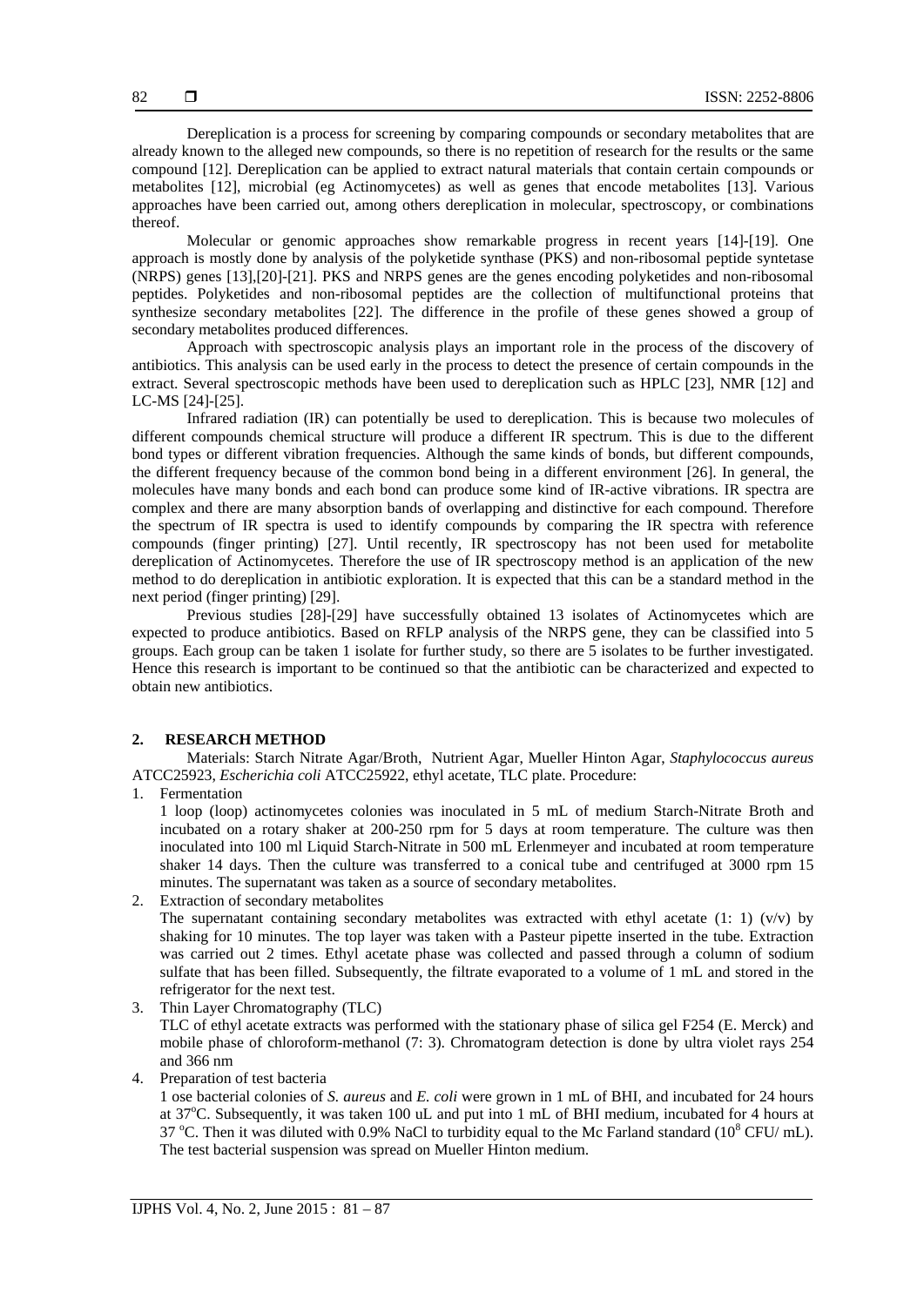Dereplication is a process for screening by comparing compounds or secondary metabolites that are already known to the alleged new compounds, so there is no repetition of research for the results or the same compound [12]. Dereplication can be applied to extract natural materials that contain certain compounds or metabolites [12], microbial (eg Actinomycetes) as well as genes that encode metabolites [13]. Various approaches have been carried out, among others dereplication in molecular, spectroscopy, or combinations thereof.

Molecular or genomic approaches show remarkable progress in recent years [14]-[19]. One approach is mostly done by analysis of the polyketide synthase (PKS) and non-ribosomal peptide syntetase (NRPS) genes [13],[20]-[21]. PKS and NRPS genes are the genes encoding polyketides and non-ribosomal peptides. Polyketides and non-ribosomal peptides are the collection of multifunctional proteins that synthesize secondary metabolites [22]. The difference in the profile of these genes showed a group of secondary metabolites produced differences.

Approach with spectroscopic analysis plays an important role in the process of the discovery of antibiotics. This analysis can be used early in the process to detect the presence of certain compounds in the extract. Several spectroscopic methods have been used to dereplication such as HPLC [23], NMR [12] and LC-MS [24]-[25].

Infrared radiation (IR) can potentially be used to dereplication. This is because two molecules of different compounds chemical structure will produce a different IR spectrum. This is due to the different bond types or different vibration frequencies. Although the same kinds of bonds, but different compounds, the different frequency because of the common bond being in a different environment [26]. In general, the molecules have many bonds and each bond can produce some kind of IR-active vibrations. IR spectra are complex and there are many absorption bands of overlapping and distinctive for each compound. Therefore the spectrum of IR spectra is used to identify compounds by comparing the IR spectra with reference compounds (finger printing) [27]. Until recently, IR spectroscopy has not been used for metabolite dereplication of Actinomycetes. Therefore the use of IR spectroscopy method is an application of the new method to do dereplication in antibiotic exploration. It is expected that this can be a standard method in the next period (finger printing) [29].

Previous studies [28]-[29] have successfully obtained 13 isolates of Actinomycetes which are expected to produce antibiotics. Based on RFLP analysis of the NRPS gene, they can be classified into 5 groups. Each group can be taken 1 isolate for further study, so there are 5 isolates to be further investigated. Hence this research is important to be continued so that the antibiotic can be characterized and expected to obtain new antibiotics.

## 2. RESEARCH METHOD

Materials: Starch Nitrate Agar/Broth, Nutrient Agar, Mueller Hinton Agar, *Staphylococcus aureus* ATCC25923, *Escherichia coli* ATCC25922, ethyl acetate, TLC plate. Procedure:

1. Fermentation
   1 loop (loop) actinomycetes colonies was inoculated in 5 mL of medium Starch-Nitrate Broth and incubated on a rotary shaker at 200-250 rpm for 5 days at room temperature. The culture was then inoculated into 100 ml Liquid Starch-Nitrate in 500 mL Erlenmeyer and incubated at room temperature shaker 14 days. Then the culture was transferred to a conical tube and centrifuged at 3000 rpm 15 minutes. The supernatant was taken as a source of secondary metabolites.
2. Extraction of secondary metabolites
   The supernatant containing secondary metabolites was extracted with ethyl acetate (1: 1) (v/v) by shaking for 10 minutes. The top layer was taken with a Pasteur pipette inserted in the tube. Extraction was carried out 2 times. Ethyl acetate phase was collected and passed through a column of sodium sulfate that has been filled. Subsequently, the filtrate evaporated to a volume of 1 mL and stored in the refrigerator for the next test.
3. Thin Layer Chromatography (TLC)
   TLC of ethyl acetate extracts was performed with the stationary phase of silica gel F254 (E. Merck) and mobile phase of chloroform-methanol (7: 3). Chromatogram detection is done by ultra violet rays 254 and 366 nm
4. Preparation of test bacteria
   1 ose bacterial colonies of *S. aureus* and *E. coli* were grown in 1 mL of BHI, and incubated for 24 hours at 37°C. Subsequently, it was taken 100 uL and put into 1 mL of BHI medium, incubated for 4 hours at 37 °C. Then it was diluted with 0.9% NaCl to turbidity equal to the Mc Farland standard ($10^8$ CFU/ mL). The test bacterial suspension was spread on Mueller Hinton medium.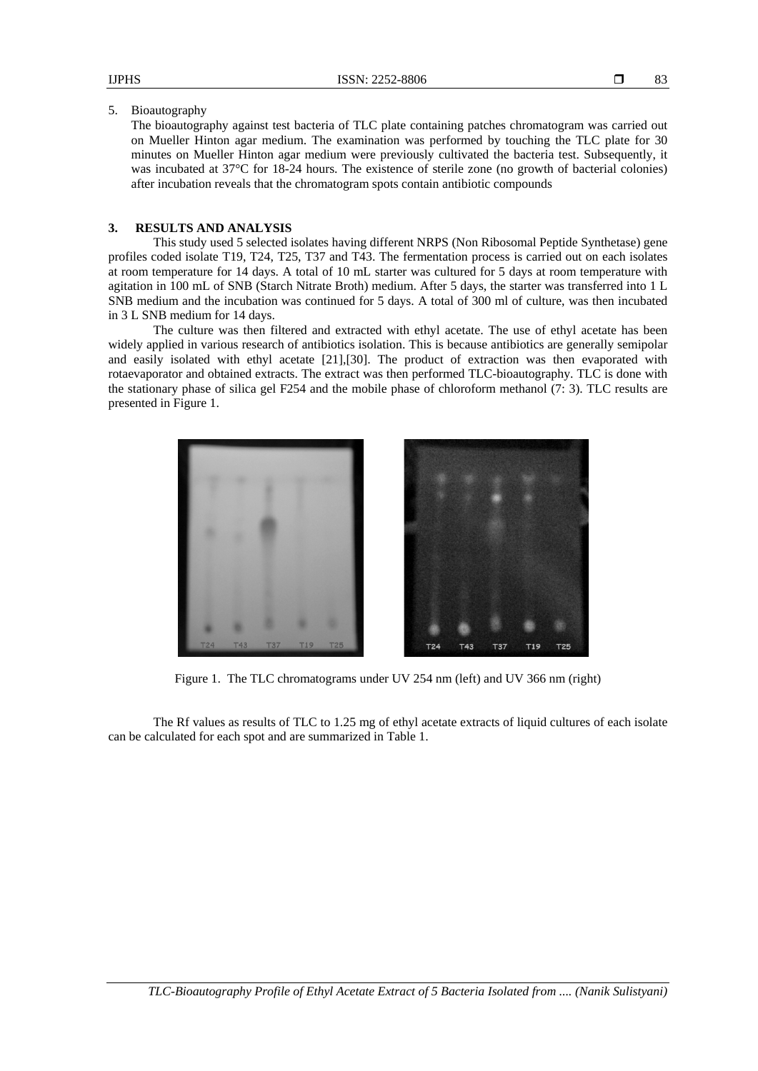5. Bioautography

   The bioautography against test bacteria of TLC plate containing patches chromatogram was carried out on Mueller Hinton agar medium. The examination was performed by touching the TLC plate for 30 minutes on Mueller Hinton agar medium were previously cultivated the bacteria test. Subsequently, it was incubated at 37°C for 18-24 hours. The existence of sterile zone (no growth of bacterial colonies) after incubation reveals that the chromatogram spots contain antibiotic compounds

## 3. RESULTS AND ANALYSIS

This study used 5 selected isolates having different NRPS (Non Ribosomal Peptide Synthetase) gene profiles coded isolate T19, T24, T25, T37 and T43. The fermentation process is carried out on each isolates at room temperature for 14 days. A total of 10 mL starter was cultured for 5 days at room temperature with agitation in 100 mL of SNB (Starch Nitrate Broth) medium. After 5 days, the starter was transferred into 1 L SNB medium and the incubation was continued for 5 days. A total of 300 ml of culture, was then incubated in 3 L SNB medium for 14 days.

The culture was then filtered and extracted with ethyl acetate. The use of ethyl acetate has been widely applied in various research of antibiotics isolation. This is because antibiotics are generally semipolar and easily isolated with ethyl acetate [21],[30]. The product of extraction was then evaporated with rotaevaporator and obtained extracts. The extract was then performed TLC-bioautography. TLC is done with the stationary phase of silica gel F254 and the mobile phase of chloroform methanol (7: 3). TLC results are presented in Figure 1.

Figure 1. The TLC chromatograms under UV 254 nm (left) and UV 366 nm (right)

The Rf values as results of TLC to 1.25 mg of ethyl acetate extracts of liquid cultures of each isolate can be calculated for each spot and are summarized in Table 1.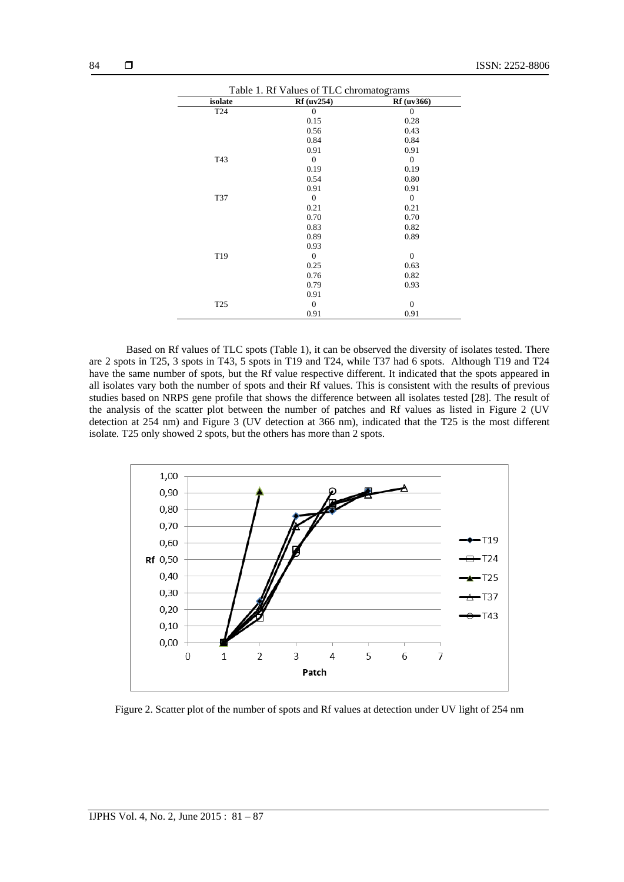Table 1. Rf Values of TLC chromatograms

| isolate | Rf (uv254) | Rf (uv366) |
|---|---|---|
| T24 | 0 | 0 |
| | 0.15 | 0.28 |
| | 0.56 | 0.43 |
| | 0.84 | 0.84 |
| | 0.91 | 0.91 |
| T43 | 0 | 0 |
| | 0.19 | 0.19 |
| | 0.54 | 0.80 |
| | 0.91 | 0.91 |
| T37 | 0 | 0 |
| | 0.21 | 0.21 |
| | 0.70 | 0.70 |
| | 0.83 | 0.82 |
| | 0.89 | 0.89 |
| | 0.93 | |
| T19 | 0 | 0 |
| | 0.25 | 0.63 |
| | 0.76 | 0.82 |
| | 0.79 | 0.93 |
| | 0.91 | |
| T25 | 0 | 0 |
| | 0.91 | 0.91 |

Based on Rf values of TLC spots (Table 1), it can be observed the diversity of isolates tested. There are 2 spots in T25, 3 spots in T43, 5 spots in T19 and T24, while T37 had 6 spots. Although T19 and T24 have the same number of spots, but the Rf value respective different. It indicated that the spots appeared in all isolates vary both the number of spots and their Rf values. This is consistent with the results of previous studies based on NRPS gene profile that shows the difference between all isolates tested [28]. The result of the analysis of the scatter plot between the number of patches and Rf values as listed in Figure 2 (UV detection at 254 nm) and Figure 3 (UV detection at 366 nm), indicated that the T25 is the most different isolate. T25 only showed 2 spots, but the others has more than 2 spots.

Figure 2. Scatter plot of the number of spots and Rf values at detection under UV light of 254 nm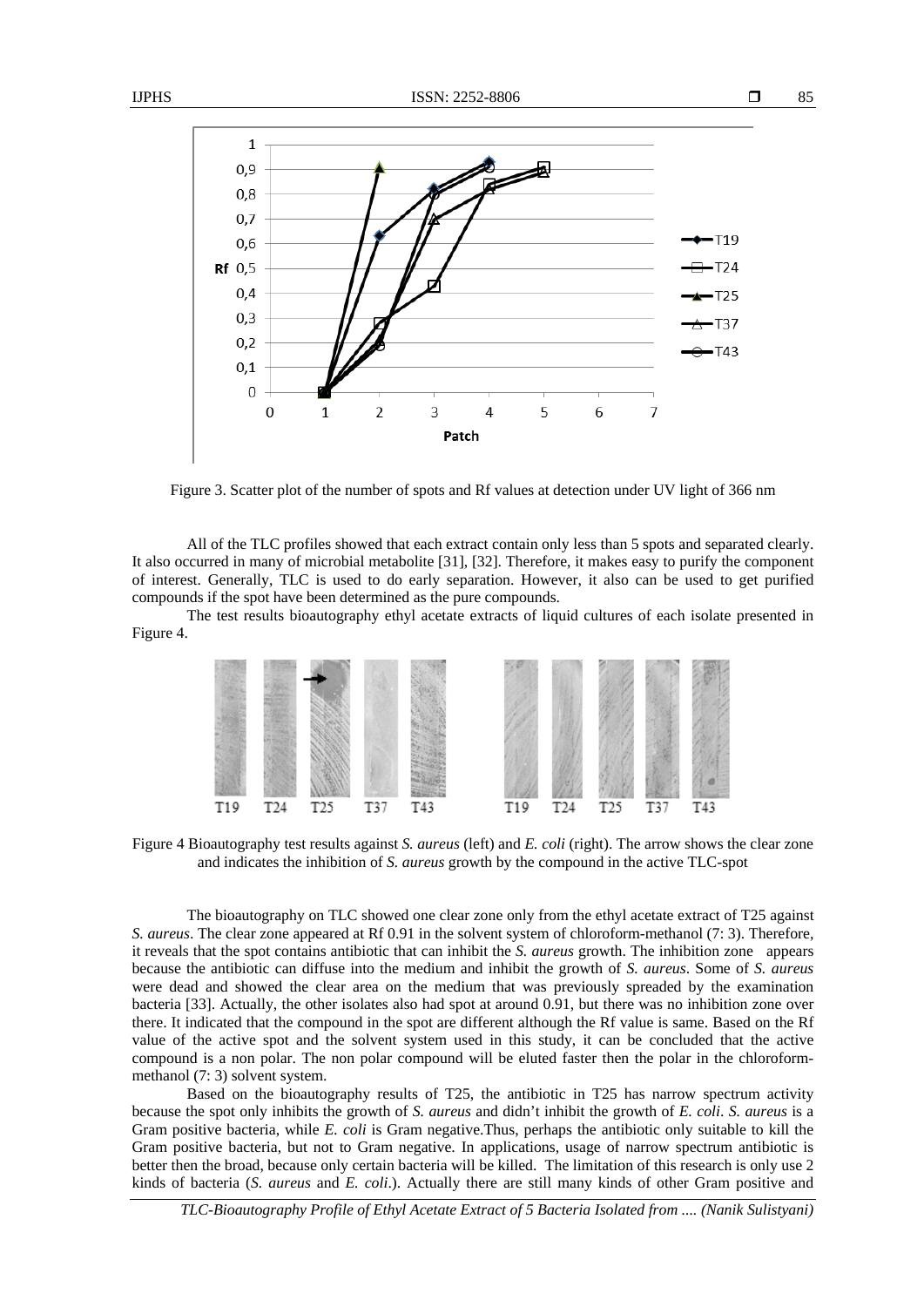Figure 3. Scatter plot of the number of spots and Rf values at detection under UV light of 366 nm

All of the TLC profiles showed that each extract contain only less than 5 spots and separated clearly. It also occurred in many of microbial metabolite [31], [32]. Therefore, it makes easy to purify the component of interest. Generally, TLC is used to do early separation. However, it also can be used to get purified compounds if the spot have been determined as the pure compounds.

The test results bioautography ethyl acetate extracts of liquid cultures of each isolate presented in Figure 4.

Figure 4 Bioautography test results against *S. aureus* (left) and *E. coli* (right). The arrow shows the clear zone and indicates the inhibition of *S. aureus* growth by the compound in the active TLC-spot

The bioautography on TLC showed one clear zone only from the ethyl acetate extract of T25 against *S. aureus*. The clear zone appeared at Rf 0.91 in the solvent system of chloroform-methanol (7: 3). Therefore, it reveals that the spot contains antibiotic that can inhibit the *S. aureus* growth. The inhibition zone appears because the antibiotic can diffuse into the medium and inhibit the growth of *S. aureus*. Some of *S. aureus* were dead and showed the clear area on the medium that was previously spreaded by the examination bacteria [33]. Actually, the other isolates also had spot at around 0.91, but there was no inhibition zone over there. It indicated that the compound in the spot are different although the Rf value is same. Based on the Rf value of the active spot and the solvent system used in this study, it can be concluded that the active compound is a non polar. The non polar compound will be eluted faster then the polar in the chloroform-methanol (7: 3) solvent system.

Based on the bioautography results of T25, the antibiotic in T25 has narrow spectrum activity because the spot only inhibits the growth of *S. aureus* and didn't inhibit the growth of *E. coli*. *S. aureus* is a Gram positive bacteria, while *E. coli* is Gram negative.Thus, perhaps the antibiotic only suitable to kill the Gram positive bacteria, but not to Gram negative. In applications, usage of narrow spectrum antibiotic is better then the broad, because only certain bacteria will be killed. The limitation of this research is only use 2 kinds of bacteria (*S. aureus* and *E. coli*.). Actually there are still many kinds of other Gram positive and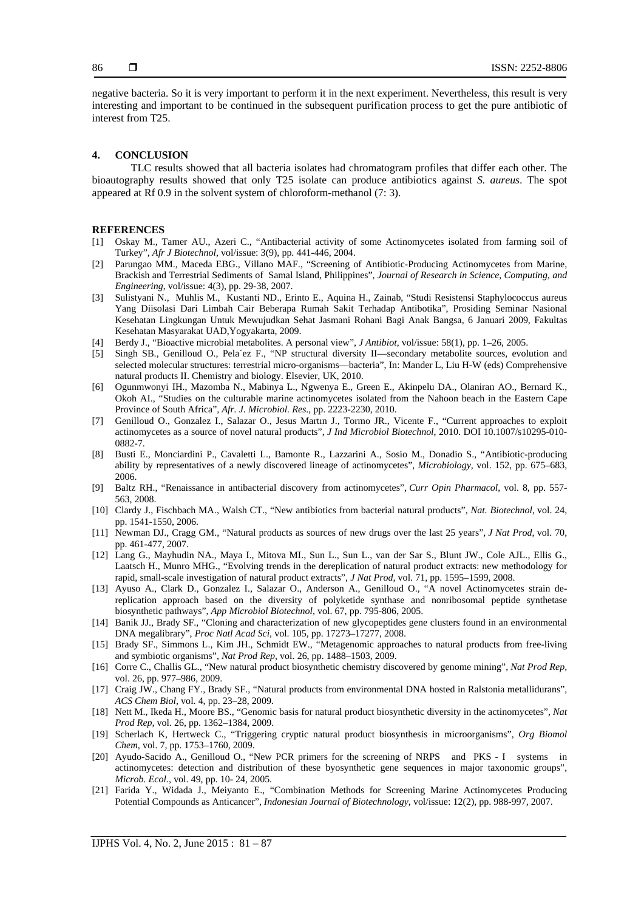negative bacteria. So it is very important to perform it in the next experiment. Nevertheless, this result is very interesting and important to be continued in the subsequent purification process to get the pure antibiotic of interest from T25.

## 4. CONCLUSION

TLC results showed that all bacteria isolates had chromatogram profiles that differ each other. The bioautography results showed that only T25 isolate can produce antibiotics against *S. aureus*. The spot appeared at Rf 0.9 in the solvent system of chloroform-methanol (7: 3).

## REFERENCES

[1] Oskay M., Tamer AU., Azeri C., "Antibacterial activity of some Actinomycetes isolated from farming soil of Turkey", *Afr J Biotechnol*, vol/issue: 3(9), pp. 441-446, 2004.

[2] Parungao MM., Maceda EBG., Villano MAF., "Screening of Antibiotic-Producing Actinomycetes from Marine, Brackish and Terrestrial Sediments of Samal Island, Philippines", *Journal of Research in Science, Computing, and Engineering*, vol/issue: 4(3), pp. 29-38, 2007.

[3] Sulistyani N., Muhlis M., Kustanti ND., Erinto E., Aquina H., Zainab, "Studi Resistensi Staphylococcus aureus Yang Diisolasi Dari Limbah Cair Beberapa Rumah Sakit Terhadap Antibotika", Prosiding Seminar Nasional Kesehatan Lingkungan Untuk Mewujudkan Sehat Jasmani Rohani Bagi Anak Bangsa, 6 Januari 2009, Fakultas Kesehatan Masyarakat UAD,Yogyakarta, 2009.

[4] Berdy J., "Bioactive microbial metabolites. A personal view", *J Antibiot*, vol/issue: 58(1), pp. 1–26, 2005.

[5] Singh SB., Genilloud O., Pela´ez F., "NP structural diversity II—secondary metabolite sources, evolution and selected molecular structures: terrestrial micro-organisms—bacteria", In: Mander L, Liu H-W (eds) Comprehensive natural products II. Chemistry and biology. Elsevier, UK, 2010.

[6] Ogunmwonyi IH., Mazomba N., Mabinya L., Ngwenya E., Green E., Akinpelu DA., Olaniran AO., Bernard K., Okoh AI., "Studies on the culturable marine actinomycetes isolated from the Nahoon beach in the Eastern Cape Province of South Africa", *Afr. J. Microbiol. Res*., pp. 2223-2230, 2010.

[7] Genilloud O., Gonzalez I., Salazar O., Jesus Martın J., Tormo JR., Vicente F., "Current approaches to exploit actinomycetes as a source of novel natural products", *J Ind Microbiol Biotechnol*, 2010. DOI 10.1007/s10295-010-0882-7.

[8] Busti E., Monciardini P., Cavaletti L., Bamonte R., Lazzarini A., Sosio M., Donadio S., "Antibiotic-producing ability by representatives of a newly discovered lineage of actinomycetes", *Microbiology*, vol. 152, pp. 675–683, 2006.

[9] Baltz RH., "Renaissance in antibacterial discovery from actinomycetes", *Curr Opin Pharmacol*, vol. 8, pp. 557-563, 2008.

[10] Clardy J., Fischbach MA., Walsh CT., "New antibiotics from bacterial natural products", *Nat. Biotechnol*, vol. 24, pp. 1541-1550, 2006.

[11] Newman DJ., Cragg GM., "Natural products as sources of new drugs over the last 25 years", *J Nat Prod*, vol. 70, pp. 461-477, 2007.

[12] Lang G., Mayhudin NA., Maya I., Mitova MI., Sun L., Sun L., van der Sar S., Blunt JW., Cole AJL., Ellis G., Laatsch H., Munro MHG., "Evolving trends in the dereplication of natural product extracts: new methodology for rapid, small-scale investigation of natural product extracts", *J Nat Prod*, vol. 71, pp. 1595–1599, 2008.

[13] Ayuso A., Clark D., Gonzalez I., Salazar O., Anderson A., Genilloud O., "A novel Actinomycetes strain de-replication approach based on the diversity of polyketide synthase and nonribosomal peptide synthetase biosynthetic pathways", *App Microbiol Biotechnol*, vol. 67, pp. 795-806, 2005.

[14] Banik JJ., Brady SF., "Cloning and characterization of new glycopeptides gene clusters found in an environmental DNA megalibrary", *Proc Natl Acad Sci*, vol. 105, pp. 17273–17277, 2008.

[15] Brady SF., Simmons L., Kim JH., Schmidt EW., "Metagenomic approaches to natural products from free-living and symbiotic organisms", *Nat Prod Rep*, vol. 26, pp. 1488–1503, 2009.

[16] Corre C., Challis GL., "New natural product biosynthetic chemistry discovered by genome mining", *Nat Prod Rep*, vol. 26, pp. 977–986, 2009.

[17] Craig JW., Chang FY., Brady SF., "Natural products from environmental DNA hosted in Ralstonia metallidurans", *ACS Chem Biol*, vol. 4, pp. 23–28, 2009.

[18] Nett M., Ikeda H., Moore BS., "Genomic basis for natural product biosynthetic diversity in the actinomycetes", *Nat Prod Rep*, vol. 26, pp. 1362–1384, 2009.

[19] Scherlach K, Hertweck C., "Triggering cryptic natural product biosynthesis in microorganisms", *Org Biomol Chem*, vol. 7, pp. 1753–1760, 2009.

[20] Ayudo-Sacido A., Genilloud O., "New PCR primers for the screening of NRPS and PKS - I systems in actinomycetes: detection and distribution of these byosynthetic gene sequences in major taxonomic groups", *Microb. Ecol.*, vol. 49, pp. 10- 24, 2005.

[21] Farida Y., Widada J., Meiyanto E., "Combination Methods for Screening Marine Actinomycetes Producing Potential Compounds as Anticancer", *Indonesian Journal of Biotechnology*, vol/issue: 12(2), pp. 988-997, 2007.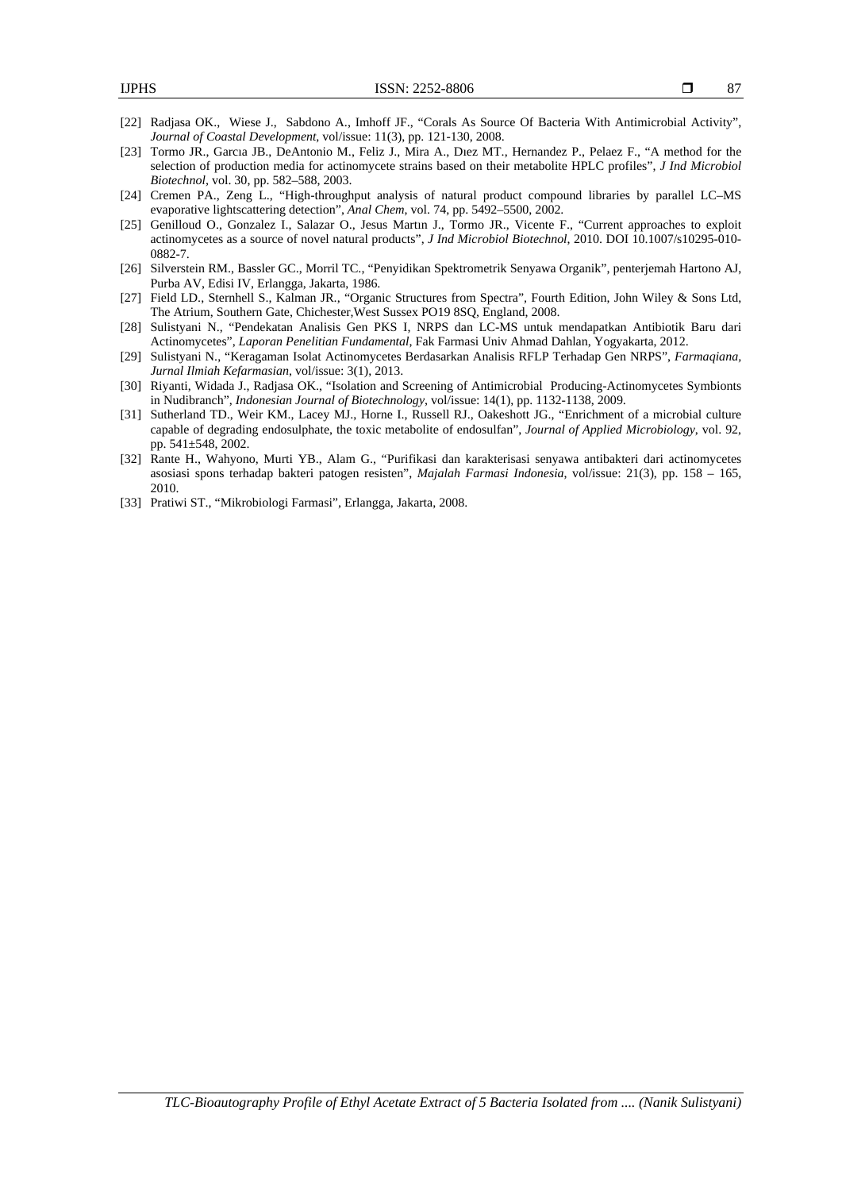[22] Radjasa OK., Wiese J., Sabdono A., Imhoff JF., "Corals As Source Of Bacteria With Antimicrobial Activity", *Journal of Coastal Development*, vol/issue: 11(3), pp. 121-130, 2008.

[23] Tormo JR., Garcıa JB., DeAntonio M., Feliz J., Mira A., Dıez MT., Hernandez P., Pelaez F., "A method for the selection of production media for actinomycete strains based on their metabolite HPLC profiles", *J Ind Microbiol Biotechnol*, vol. 30, pp. 582–588, 2003.

[24] Cremen PA., Zeng L., "High-throughput analysis of natural product compound libraries by parallel LC–MS evaporative lightscattering detection", *Anal Chem*, vol. 74, pp. 5492–5500, 2002.

[25] Genilloud O., Gonzalez I., Salazar O., Jesus Martın J., Tormo JR., Vicente F., "Current approaches to exploit actinomycetes as a source of novel natural products", *J Ind Microbiol Biotechnol*, 2010. DOI 10.1007/s10295-010-0882-7.

[26] Silverstein RM., Bassler GC., Morril TC., "Penyidikan Spektrometrik Senyawa Organik", penterjemah Hartono AJ, Purba AV, Edisi IV, Erlangga, Jakarta, 1986.

[27] Field LD., Sternhell S., Kalman JR., "Organic Structures from Spectra", Fourth Edition, John Wiley & Sons Ltd, The Atrium, Southern Gate, Chichester,West Sussex PO19 8SQ, England, 2008.

[28] Sulistyani N., "Pendekatan Analisis Gen PKS I, NRPS dan LC-MS untuk mendapatkan Antibiotik Baru dari Actinomycetes", *Laporan Penelitian Fundamental*, Fak Farmasi Univ Ahmad Dahlan, Yogyakarta, 2012.

[29] Sulistyani N., "Keragaman Isolat Actinomycetes Berdasarkan Analisis RFLP Terhadap Gen NRPS", *Farmaqiana, Jurnal Ilmiah Kefarmasian*, vol/issue: 3(1), 2013.

[30] Riyanti, Widada J., Radjasa OK., "Isolation and Screening of Antimicrobial Producing-Actinomycetes Symbionts in Nudibranch", *Indonesian Journal of Biotechnology*, vol/issue: 14(1), pp. 1132-1138, 2009.

[31] Sutherland TD., Weir KM., Lacey MJ., Horne I., Russell RJ., Oakeshott JG., "Enrichment of a microbial culture capable of degrading endosulphate, the toxic metabolite of endosulfan", *Journal of Applied Microbiology*, vol. 92, pp. 541±548, 2002.

[32] Rante H., Wahyono, Murti YB., Alam G., "Purifikasi dan karakterisasi senyawa antibakteri dari actinomycetes asosiasi spons terhadap bakteri patogen resisten", *Majalah Farmasi Indonesia*, vol/issue: 21(3), pp. 158 – 165, 2010.

[33] Pratiwi ST., "Mikrobiologi Farmasi", Erlangga, Jakarta, 2008.